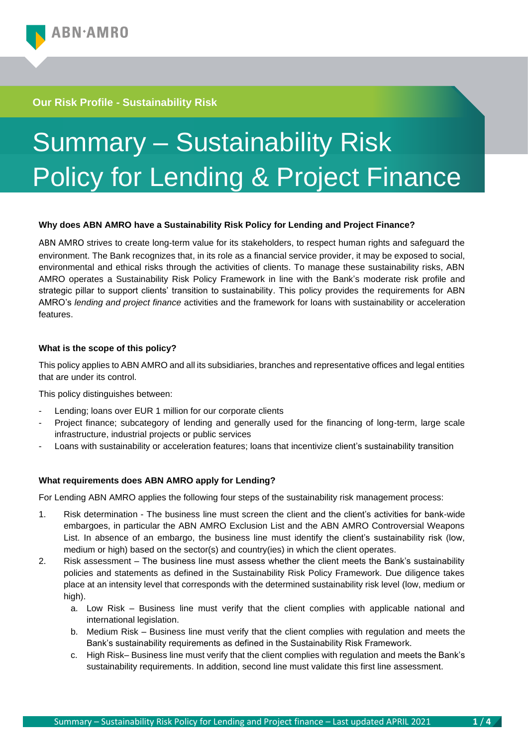Our Risk Profile - Sustainability Risk

# Summary – Sustainability Risk Policy for Lending & Project Finance

### Why does ABN AMRO have a Sustainability Risk Policy for Lending and Project Finance?

ABN AMRO strives to create long-term value for its stakeholders, to respect human rights and safeguard the environment. The Bank recognizes that, in its role as a financial service provider, it may be exposed to social, environmental and ethical risks through the activities of clients. To manage these sustainability risks, ABN AMRO operates a Sustainability Risk Policy Framework in line with the Bank's moderate risk profile and strategic pillar to support clients' transition to sustainability. This policy provides the requirements for ABN AMRO's *lending and project finance* activities and the framework for loans with sustainability or acceleration features.

### What is the scope of this policy?

This policy applies to ABN AMRO and all its subsidiaries, branches and representative offices and legal entities that are under its control.

This policy distinguishes between:

- Lending; loans over EUR 1 million for our corporate clients
- Project finance; subcategory of lending and generally used for the financing of long-term, large scale infrastructure, industrial projects or public services
- Loans with sustainability or acceleration features; loans that incentivize client's sustainability transition

### What requirements does ABN AMRO apply for Lending?

For Lending ABN AMRO applies the following four steps of the sustainability risk management process:

1. Risk determination - The business line must screen the client and the client's activities for bank-wide embargoes, in particular the ABN AMRO Exclusion List and the ABN AMRO Controversial Weapons List. In absence of an embargo, the business line must identify the client's sustainability risk (low, medium or high) based on the sector(s) and country(ies) in which the client operates.
2. Risk assessment – The business line must assess whether the client meets the Bank's sustainability policies and statements as defined in the Sustainability Risk Policy Framework. Due diligence takes place at an intensity level that corresponds with the determined sustainability risk level (low, medium or high).
   a. Low Risk – Business line must verify that the client complies with applicable national and international legislation.
   b. Medium Risk – Business line must verify that the client complies with regulation and meets the Bank's sustainability requirements as defined in the Sustainability Risk Framework.
   c. High Risk– Business line must verify that the client complies with regulation and meets the Bank's sustainability requirements. In addition, second line must validate this first line assessment.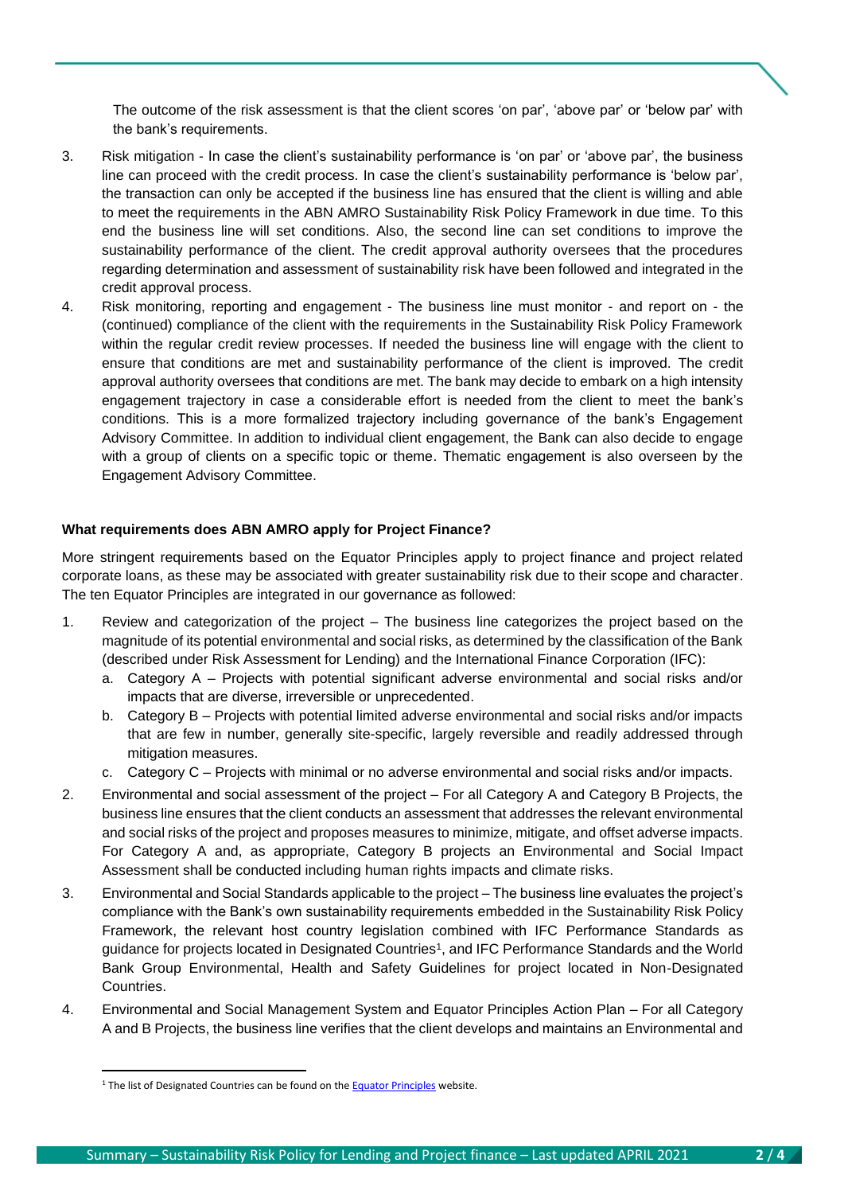The outcome of the risk assessment is that the client scores 'on par', 'above par' or 'below par' with the bank's requirements.

3. Risk mitigation - In case the client's sustainability performance is 'on par' or 'above par', the business line can proceed with the credit process. In case the client's sustainability performance is 'below par', the transaction can only be accepted if the business line has ensured that the client is willing and able to meet the requirements in the ABN AMRO Sustainability Risk Policy Framework in due time. To this end the business line will set conditions. Also, the second line can set conditions to improve the sustainability performance of the client. The credit approval authority oversees that the procedures regarding determination and assessment of sustainability risk have been followed and integrated in the credit approval process.
4. Risk monitoring, reporting and engagement - The business line must monitor - and report on - the (continued) compliance of the client with the requirements in the Sustainability Risk Policy Framework within the regular credit review processes. If needed the business line will engage with the client to ensure that conditions are met and sustainability performance of the client is improved. The credit approval authority oversees that conditions are met. The bank may decide to embark on a high intensity engagement trajectory in case a considerable effort is needed from the client to meet the bank's conditions. This is a more formalized trajectory including governance of the bank's Engagement Advisory Committee. In addition to individual client engagement, the Bank can also decide to engage with a group of clients on a specific topic or theme. Thematic engagement is also overseen by the Engagement Advisory Committee.

**What requirements does ABN AMRO apply for Project Finance?**

More stringent requirements based on the Equator Principles apply to project finance and project related corporate loans, as these may be associated with greater sustainability risk due to their scope and character. The ten Equator Principles are integrated in our governance as followed:

1. Review and categorization of the project – The business line categorizes the project based on the magnitude of its potential environmental and social risks, as determined by the classification of the Bank (described under Risk Assessment for Lending) and the International Finance Corporation (IFC):
   a. Category A – Projects with potential significant adverse environmental and social risks and/or impacts that are diverse, irreversible or unprecedented.
   b. Category B – Projects with potential limited adverse environmental and social risks and/or impacts that are few in number, generally site-specific, largely reversible and readily addressed through mitigation measures.
   c. Category C – Projects with minimal or no adverse environmental and social risks and/or impacts.
2. Environmental and social assessment of the project – For all Category A and Category B Projects, the business line ensures that the client conducts an assessment that addresses the relevant environmental and social risks of the project and proposes measures to minimize, mitigate, and offset adverse impacts. For Category A and, as appropriate, Category B projects an Environmental and Social Impact Assessment shall be conducted including human rights impacts and climate risks.
3. Environmental and Social Standards applicable to the project – The business line evaluates the project's compliance with the Bank's own sustainability requirements embedded in the Sustainability Risk Policy Framework, the relevant host country legislation combined with IFC Performance Standards as guidance for projects located in Designated Countries[1], and IFC Performance Standards and the World Bank Group Environmental, Health and Safety Guidelines for project located in Non-Designated Countries.
4. Environmental and Social Management System and Equator Principles Action Plan – For all Category A and B Projects, the business line verifies that the client develops and maintains an Environmental and

[1] The list of Designated Countries can be found on the Equator Principles website.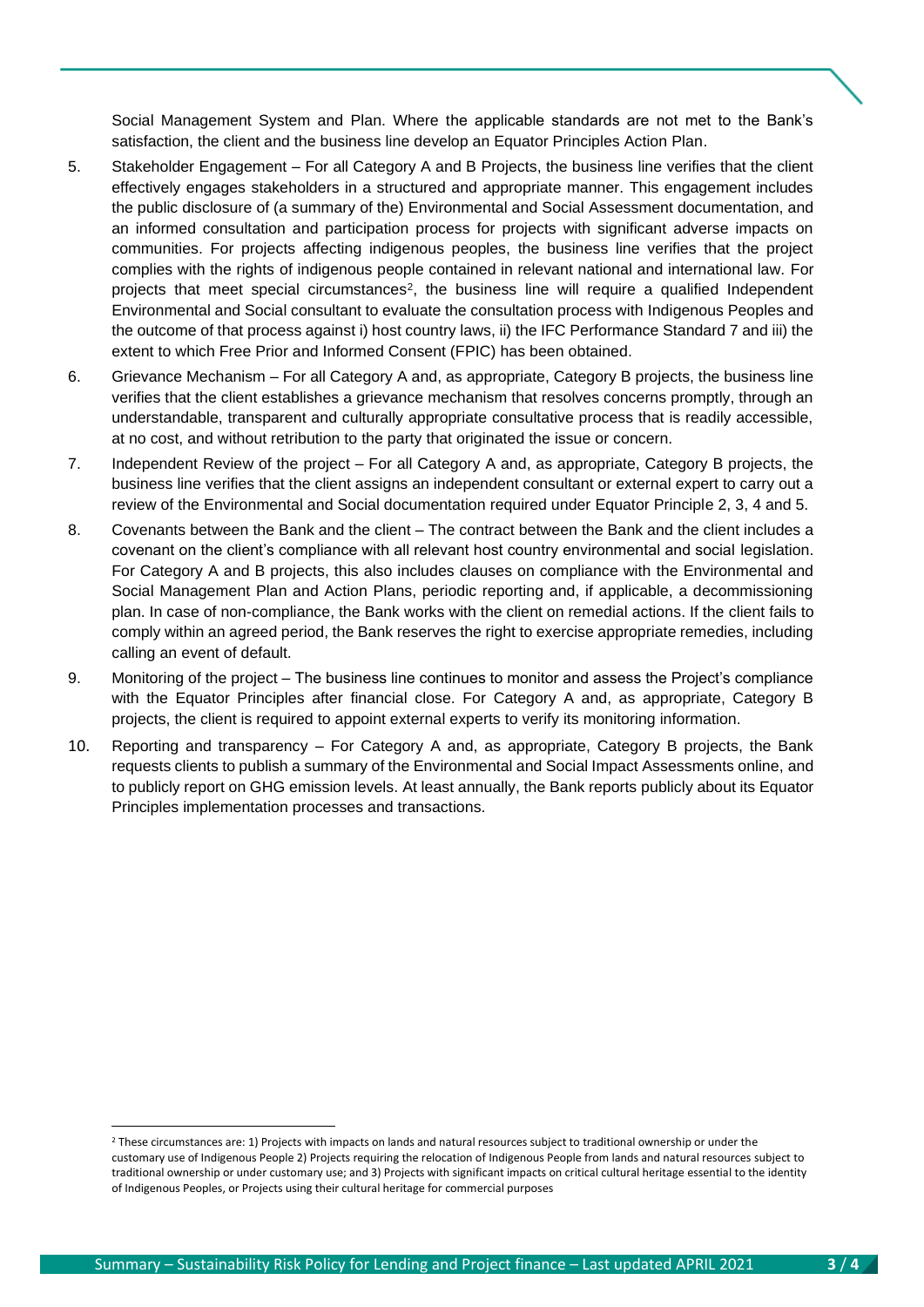Social Management System and Plan. Where the applicable standards are not met to the Bank's satisfaction, the client and the business line develop an Equator Principles Action Plan.

5. Stakeholder Engagement – For all Category A and B Projects, the business line verifies that the client effectively engages stakeholders in a structured and appropriate manner. This engagement includes the public disclosure of (a summary of the) Environmental and Social Assessment documentation, and an informed consultation and participation process for projects with significant adverse impacts on communities. For projects affecting indigenous peoples, the business line verifies that the project complies with the rights of indigenous people contained in relevant national and international law. For projects that meet special circumstances[2], the business line will require a qualified Independent Environmental and Social consultant to evaluate the consultation process with Indigenous Peoples and the outcome of that process against i) host country laws, ii) the IFC Performance Standard 7 and iii) the extent to which Free Prior and Informed Consent (FPIC) has been obtained.
6. Grievance Mechanism – For all Category A and, as appropriate, Category B projects, the business line verifies that the client establishes a grievance mechanism that resolves concerns promptly, through an understandable, transparent and culturally appropriate consultative process that is readily accessible, at no cost, and without retribution to the party that originated the issue or concern.
7. Independent Review of the project – For all Category A and, as appropriate, Category B projects, the business line verifies that the client assigns an independent consultant or external expert to carry out a review of the Environmental and Social documentation required under Equator Principle 2, 3, 4 and 5.
8. Covenants between the Bank and the client – The contract between the Bank and the client includes a covenant on the client's compliance with all relevant host country environmental and social legislation. For Category A and B projects, this also includes clauses on compliance with the Environmental and Social Management Plan and Action Plans, periodic reporting and, if applicable, a decommissioning plan. In case of non-compliance, the Bank works with the client on remedial actions. If the client fails to comply within an agreed period, the Bank reserves the right to exercise appropriate remedies, including calling an event of default.
9. Monitoring of the project – The business line continues to monitor and assess the Project's compliance with the Equator Principles after financial close. For Category A and, as appropriate, Category B projects, the client is required to appoint external experts to verify its monitoring information.
10. Reporting and transparency – For Category A and, as appropriate, Category B projects, the Bank requests clients to publish a summary of the Environmental and Social Impact Assessments online, and to publicly report on GHG emission levels. At least annually, the Bank reports publicly about its Equator Principles implementation processes and transactions.

---

[2] These circumstances are: 1) Projects with impacts on lands and natural resources subject to traditional ownership or under the customary use of Indigenous People 2) Projects requiring the relocation of Indigenous People from lands and natural resources subject to traditional ownership or under customary use; and 3) Projects with significant impacts on critical cultural heritage essential to the identity of Indigenous Peoples, or Projects using their cultural heritage for commercial purposes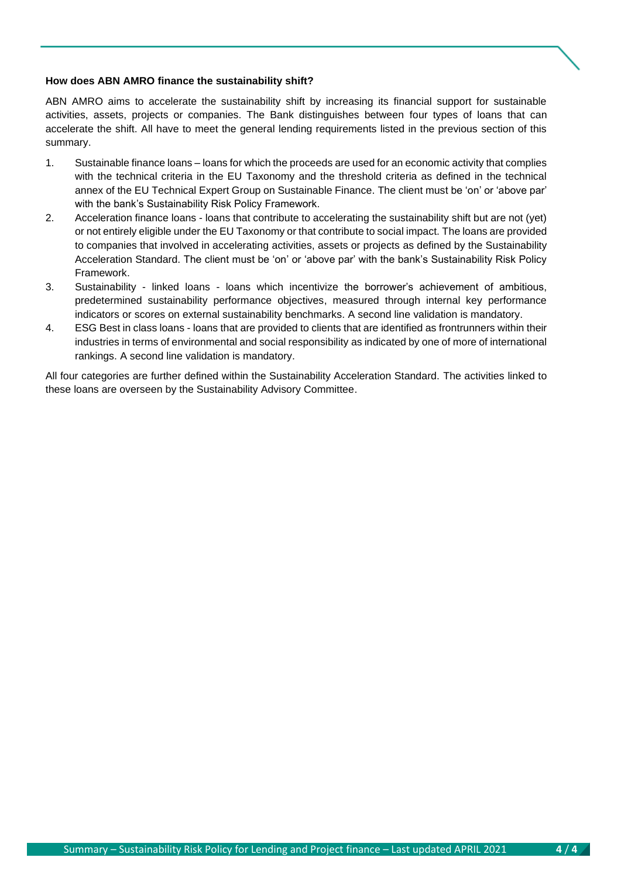**How does ABN AMRO finance the sustainability shift?**

ABN AMRO aims to accelerate the sustainability shift by increasing its financial support for sustainable activities, assets, projects or companies. The Bank distinguishes between four types of loans that can accelerate the shift. All have to meet the general lending requirements listed in the previous section of this summary.

1. Sustainable finance loans – loans for which the proceeds are used for an economic activity that complies with the technical criteria in the EU Taxonomy and the threshold criteria as defined in the technical annex of the EU Technical Expert Group on Sustainable Finance. The client must be 'on' or 'above par' with the bank's Sustainability Risk Policy Framework.
2. Acceleration finance loans - loans that contribute to accelerating the sustainability shift but are not (yet) or not entirely eligible under the EU Taxonomy or that contribute to social impact. The loans are provided to companies that involved in accelerating activities, assets or projects as defined by the Sustainability Acceleration Standard. The client must be 'on' or 'above par' with the bank's Sustainability Risk Policy Framework.
3. Sustainability - linked loans - loans which incentivize the borrower's achievement of ambitious, predetermined sustainability performance objectives, measured through internal key performance indicators or scores on external sustainability benchmarks. A second line validation is mandatory.
4. ESG Best in class loans - loans that are provided to clients that are identified as frontrunners within their industries in terms of environmental and social responsibility as indicated by one of more of international rankings. A second line validation is mandatory.

All four categories are further defined within the Sustainability Acceleration Standard. The activities linked to these loans are overseen by the Sustainability Advisory Committee.